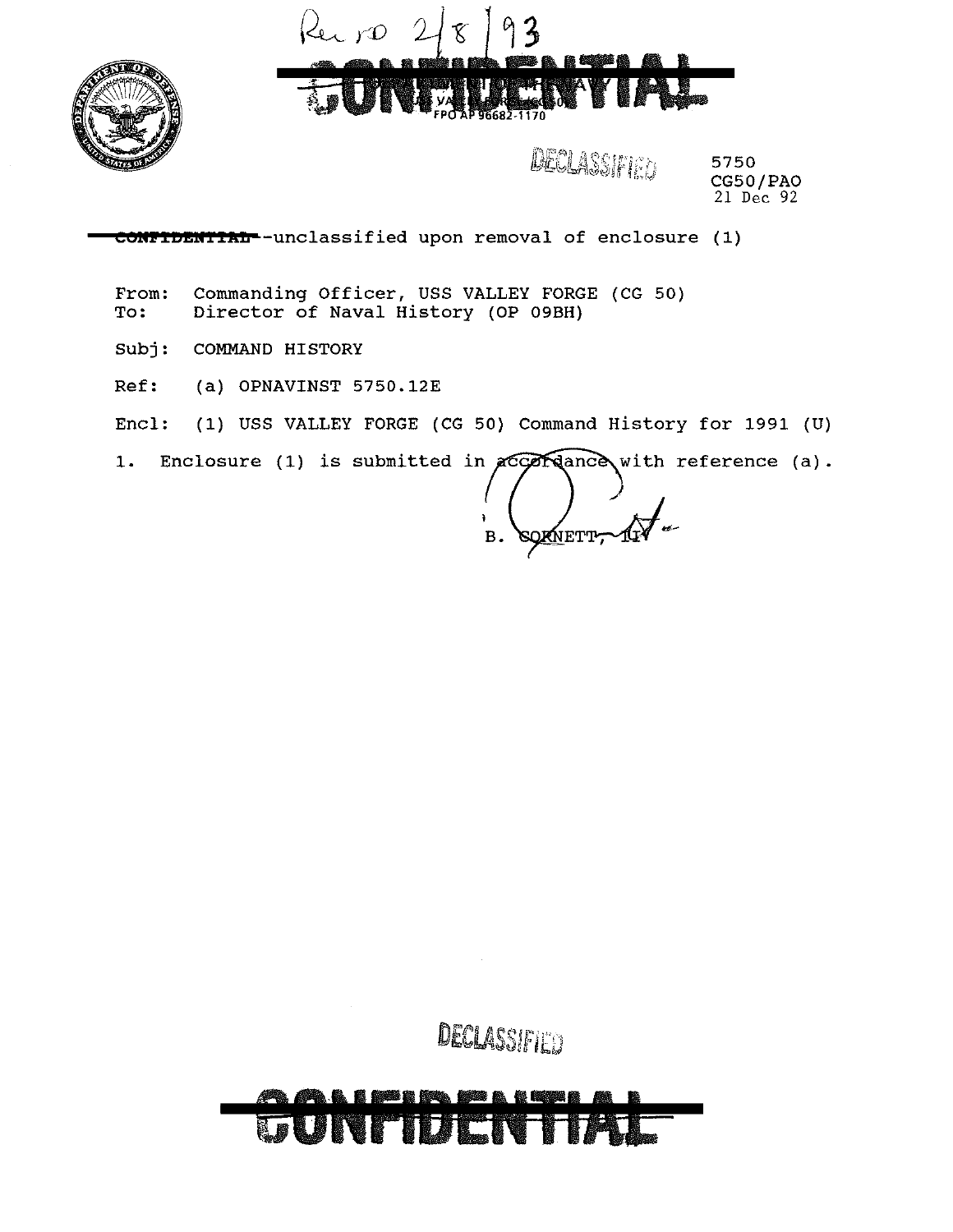Recd 2/8/93

~~CONFIDENTIAL~~

FPO AP 96682-1170

DECLASSIFIED

5750
CG50/PAO
21 Dec 92

~~CONFIDENTIAL~~--unclassified upon removal of enclosure (1)

From: Commanding Officer, USS VALLEY FORGE (CG 50)
To: Director of Naval History (OP 09BH)

Subj: COMMAND HISTORY

Ref: (a) OPNAVINST 5750.12E

Encl: (1) USS VALLEY FORGE (CG 50) Command History for 1991 (U)

1. Enclosure (1) is submitted in accordance with reference (a).

B. CORNETT, III

DECLASSIFIED

~~CONFIDENTIAL~~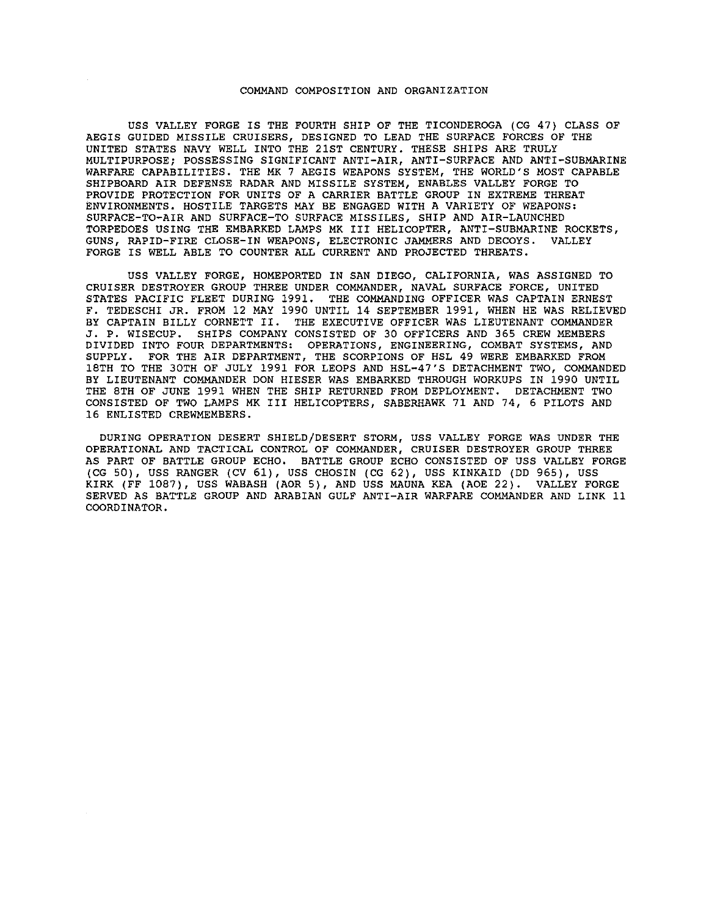# COMMAND COMPOSITION AND ORGANIZATION

USS VALLEY FORGE IS THE FOURTH SHIP OF THE TICONDEROGA (CG 47) CLASS OF AEGIS GUIDED MISSILE CRUISERS, DESIGNED TO LEAD THE SURFACE FORCES OF THE UNITED STATES NAVY WELL INTO THE 21ST CENTURY. THESE SHIPS ARE TRULY MULTIPURPOSE; POSSESSING SIGNIFICANT ANTI-AIR, ANTI-SURFACE AND ANTI-SUBMARINE WARFARE CAPABILITIES. THE MK 7 AEGIS WEAPONS SYSTEM, THE WORLD'S MOST CAPABLE SHIPBOARD AIR DEFENSE RADAR AND MISSILE SYSTEM, ENABLES VALLEY FORGE TO PROVIDE PROTECTION FOR UNITS OF A CARRIER BATTLE GROUP IN EXTREME THREAT ENVIRONMENTS. HOSTILE TARGETS MAY BE ENGAGED WITH A VARIETY OF WEAPONS: SURFACE-TO-AIR AND SURFACE-TO SURFACE MISSILES, SHIP AND AIR-LAUNCHED TORPEDOES USING THE EMBARKED LAMPS MK III HELICOPTER, ANTI-SUBMARINE ROCKETS, GUNS, RAPID-FIRE CLOSE-IN WEAPONS, ELECTRONIC JAMMERS AND DECOYS. VALLEY FORGE IS WELL ABLE TO COUNTER ALL CURRENT AND PROJECTED THREATS.

USS VALLEY FORGE, HOMEPORTED IN SAN DIEGO, CALIFORNIA, WAS ASSIGNED TO CRUISER DESTROYER GROUP THREE UNDER COMMANDER, NAVAL SURFACE FORCE, UNITED STATES PACIFIC FLEET DURING 1991. THE COMMANDING OFFICER WAS CAPTAIN ERNEST F. TEDESCHI JR. FROM 12 MAY 1990 UNTIL 14 SEPTEMBER 1991, WHEN HE WAS RELIEVED BY CAPTAIN BILLY CORNETT II. THE EXECUTIVE OFFICER WAS LIEUTENANT COMMANDER J. P. WISECUP. SHIPS COMPANY CONSISTED OF 30 OFFICERS AND 365 CREW MEMBERS DIVIDED INTO FOUR DEPARTMENTS: OPERATIONS, ENGINEERING, COMBAT SYSTEMS, AND SUPPLY. FOR THE AIR DEPARTMENT, THE SCORPIONS OF HSL 49 WERE EMBARKED FROM 18TH TO THE 30TH OF JULY 1991 FOR LEOPS AND HSL-47'S DETACHMENT TWO, COMMANDED BY LIEUTENANT COMMANDER DON HIESER WAS EMBARKED THROUGH WORKUPS IN 1990 UNTIL THE 8TH OF JUNE 1991 WHEN THE SHIP RETURNED FROM DEPLOYMENT. DETACHMENT TWO CONSISTED OF TWO LAMPS MK III HELICOPTERS, SABERHAWK 71 AND 74, 6 PILOTS AND 16 ENLISTED CREWMEMBERS.

DURING OPERATION DESERT SHIELD/DESERT STORM, USS VALLEY FORGE WAS UNDER THE OPERATIONAL AND TACTICAL CONTROL OF COMMANDER, CRUISER DESTROYER GROUP THREE AS PART OF BATTLE GROUP ECHO. BATTLE GROUP ECHO CONSISTED OF USS VALLEY FORGE (CG 50), USS RANGER (CV 61), USS CHOSIN (CG 62), USS KINKAID (DD 965), USS KIRK (FF 1087), USS WABASH (AOR 5), AND USS MAUNA KEA (AOE 22). VALLEY FORGE SERVED AS BATTLE GROUP AND ARABIAN GULF ANTI-AIR WARFARE COMMANDER AND LINK 11 COORDINATOR.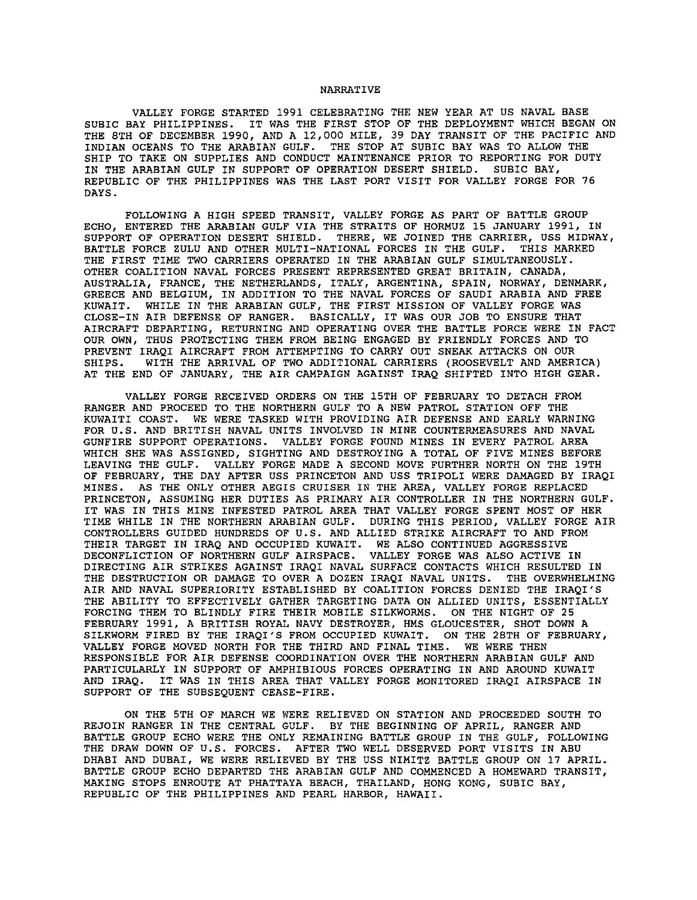# NARRATIVE

VALLEY FORGE STARTED 1991 CELEBRATING THE NEW YEAR AT US NAVAL BASE SUBIC BAY PHILIPPINES. IT WAS THE FIRST STOP OF THE DEPLOYMENT WHICH BEGAN ON THE 8TH OF DECEMBER 1990, AND A 12,000 MILE, 39 DAY TRANSIT OF THE PACIFIC AND INDIAN OCEANS TO THE ARABIAN GULF. THE STOP AT SUBIC BAY WAS TO ALLOW THE SHIP TO TAKE ON SUPPLIES AND CONDUCT MAINTENANCE PRIOR TO REPORTING FOR DUTY IN THE ARABIAN GULF IN SUPPORT OF OPERATION DESERT SHIELD. SUBIC BAY, REPUBLIC OF THE PHILIPPINES WAS THE LAST PORT VISIT FOR VALLEY FORGE FOR 76 DAYS.

FOLLOWING A HIGH SPEED TRANSIT, VALLEY FORGE AS PART OF BATTLE GROUP ECHO, ENTERED THE ARABIAN GULF VIA THE STRAITS OF HORMUZ 15 JANUARY 1991, IN SUPPORT OF OPERATION DESERT SHIELD. THERE, WE JOINED THE CARRIER, USS MIDWAY, BATTLE FORCE ZULU AND OTHER MULTI-NATIONAL FORCES IN THE GULF. THIS MARKED THE FIRST TIME TWO CARRIERS OPERATED IN THE ARABIAN GULF SIMULTANEOUSLY. OTHER COALITION NAVAL FORCES PRESENT REPRESENTED GREAT BRITAIN, CANADA, AUSTRALIA, FRANCE, THE NETHERLANDS, ITALY, ARGENTINA, SPAIN, NORWAY, DENMARK, GREECE AND BELGIUM, IN ADDITION TO THE NAVAL FORCES OF SAUDI ARABIA AND FREE KUWAIT. WHILE IN THE ARABIAN GULF, THE FIRST MISSION OF VALLEY FORGE WAS CLOSE-IN AIR DEFENSE OF RANGER. BASICALLY, IT WAS OUR JOB TO ENSURE THAT AIRCRAFT DEPARTING, RETURNING AND OPERATING OVER THE BATTLE FORCE WERE IN FACT OUR OWN, THUS PROTECTING THEM FROM BEING ENGAGED BY FRIENDLY FORCES AND TO PREVENT IRAQI AIRCRAFT FROM ATTEMPTING TO CARRY OUT SNEAK ATTACKS ON OUR SHIPS. WITH THE ARRIVAL OF TWO ADDITIONAL CARRIERS (ROOSEVELT AND AMERICA) AT THE END OF JANUARY, THE AIR CAMPAIGN AGAINST IRAQ SHIFTED INTO HIGH GEAR.

VALLEY FORGE RECEIVED ORDERS ON THE 15TH OF FEBRUARY TO DETACH FROM RANGER AND PROCEED TO THE NORTHERN GULF TO A NEW PATROL STATION OFF THE KUWAITI COAST. WE WERE TASKED WITH PROVIDING AIR DEFENSE AND EARLY WARNING FOR U.S. AND BRITISH NAVAL UNITS INVOLVED IN MINE COUNTERMEASURES AND NAVAL GUNFIRE SUPPORT OPERATIONS. VALLEY FORGE FOUND MINES IN EVERY PATROL AREA WHICH SHE WAS ASSIGNED, SIGHTING AND DESTROYING A TOTAL OF FIVE MINES BEFORE LEAVING THE GULF. VALLEY FORGE MADE A SECOND MOVE FURTHER NORTH ON THE 19TH OF FEBRUARY, THE DAY AFTER USS PRINCETON AND USS TRIPOLI WERE DAMAGED BY IRAQI MINES. AS THE ONLY OTHER AEGIS CRUISER IN THE AREA, VALLEY FORGE REPLACED PRINCETON, ASSUMING HER DUTIES AS PRIMARY AIR CONTROLLER IN THE NORTHERN GULF. IT WAS IN THIS MINE INFESTED PATROL AREA THAT VALLEY FORGE SPENT MOST OF HER TIME WHILE IN THE NORTHERN ARABIAN GULF. DURING THIS PERIOD, VALLEY FORGE AIR CONTROLLERS GUIDED HUNDREDS OF U.S. AND ALLIED STRIKE AIRCRAFT TO AND FROM THEIR TARGET IN IRAQ AND OCCUPIED KUWAIT. WE ALSO CONTINUED AGGRESSIVE DECONFLICTION OF NORTHERN GULF AIRSPACE. VALLEY FORGE WAS ALSO ACTIVE IN DIRECTING AIR STRIKES AGAINST IRAQI NAVAL SURFACE CONTACTS WHICH RESULTED IN THE DESTRUCTION OR DAMAGE TO OVER A DOZEN IRAQI NAVAL UNITS. THE OVERWHELMING AIR AND NAVAL SUPERIORITY ESTABLISHED BY COALITION FORCES DENIED THE IRAQI'S THE ABILITY TO EFFECTIVELY GATHER TARGETING DATA ON ALLIED UNITS, ESSENTIALLY FORCING THEM TO BLINDLY FIRE THEIR MOBILE SILKWORMS. ON THE NIGHT OF 25 FEBRUARY 1991, A BRITISH ROYAL NAVY DESTROYER, HMS GLOUCESTER, SHOT DOWN A SILKWORM FIRED BY THE IRAQI'S FROM OCCUPIED KUWAIT. ON THE 28TH OF FEBRUARY, VALLEY FORGE MOVED NORTH FOR THE THIRD AND FINAL TIME. WE WERE THEN RESPONSIBLE FOR AIR DEFENSE COORDINATION OVER THE NORTHERN ARABIAN GULF AND PARTICULARLY IN SUPPORT OF AMPHIBIOUS FORCES OPERATING IN AND AROUND KUWAIT AND IRAQ. IT WAS IN THIS AREA THAT VALLEY FORGE MONITORED IRAQI AIRSPACE IN SUPPORT OF THE SUBSEQUENT CEASE-FIRE.

ON THE 5TH OF MARCH WE WERE RELIEVED ON STATION AND PROCEEDED SOUTH TO REJOIN RANGER IN THE CENTRAL GULF. BY THE BEGINNING OF APRIL, RANGER AND BATTLE GROUP ECHO WERE THE ONLY REMAINING BATTLE GROUP IN THE GULF, FOLLOWING THE DRAW DOWN OF U.S. FORCES. AFTER TWO WELL DESERVED PORT VISITS IN ABU DHABI AND DUBAI, WE WERE RELIEVED BY THE USS NIMITZ BATTLE GROUP ON 17 APRIL. BATTLE GROUP ECHO DEPARTED THE ARABIAN GULF AND COMMENCED A HOMEWARD TRANSIT, MAKING STOPS ENROUTE AT PHATTAYA BEACH, THAILAND, HONG KONG, SUBIC BAY, REPUBLIC OF THE PHILIPPINES AND PEARL HARBOR, HAWAII.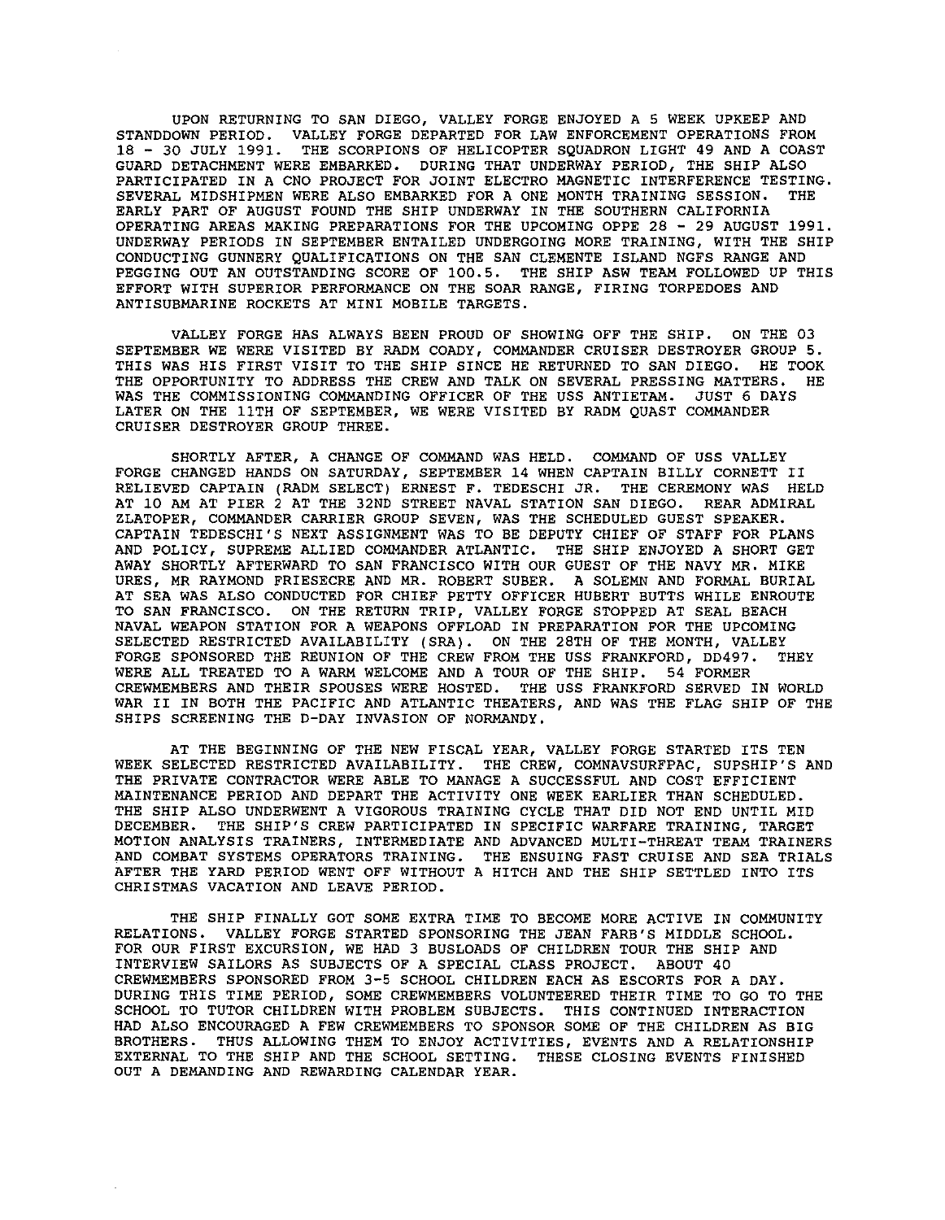UPON RETURNING TO SAN DIEGO, VALLEY FORGE ENJOYED A 5 WEEK UPKEEP AND STANDDOWN PERIOD. VALLEY FORGE DEPARTED FOR LAW ENFORCEMENT OPERATIONS FROM 18 - 30 JULY 1991. THE SCORPIONS OF HELICOPTER SQUADRON LIGHT 49 AND A COAST GUARD DETACHMENT WERE EMBARKED. DURING THAT UNDERWAY PERIOD, THE SHIP ALSO PARTICIPATED IN A CNO PROJECT FOR JOINT ELECTRO MAGNETIC INTERFERENCE TESTING. SEVERAL MIDSHIPMEN WERE ALSO EMBARKED FOR A ONE MONTH TRAINING SESSION. THE EARLY PART OF AUGUST FOUND THE SHIP UNDERWAY IN THE SOUTHERN CALIFORNIA OPERATING AREAS MAKING PREPARATIONS FOR THE UPCOMING OPPE 28 - 29 AUGUST 1991. UNDERWAY PERIODS IN SEPTEMBER ENTAILED UNDERGOING MORE TRAINING, WITH THE SHIP CONDUCTING GUNNERY QUALIFICATIONS ON THE SAN CLEMENTE ISLAND NGFS RANGE AND PEGGING OUT AN OUTSTANDING SCORE OF 100.5. THE SHIP ASW TEAM FOLLOWED UP THIS EFFORT WITH SUPERIOR PERFORMANCE ON THE SOAR RANGE, FIRING TORPEDOES AND ANTISUBMARINE ROCKETS AT MINI MOBILE TARGETS.

VALLEY FORGE HAS ALWAYS BEEN PROUD OF SHOWING OFF THE SHIP. ON THE 03 SEPTEMBER WE WERE VISITED BY RADM COADY, COMMANDER CRUISER DESTROYER GROUP 5. THIS WAS HIS FIRST VISIT TO THE SHIP SINCE HE RETURNED TO SAN DIEGO. HE TOOK THE OPPORTUNITY TO ADDRESS THE CREW AND TALK ON SEVERAL PRESSING MATTERS. HE WAS THE COMMISSIONING COMMANDING OFFICER OF THE USS ANTIETAM. JUST 6 DAYS LATER ON THE 11TH OF SEPTEMBER, WE WERE VISITED BY RADM QUAST COMMANDER CRUISER DESTROYER GROUP THREE.

SHORTLY AFTER, A CHANGE OF COMMAND WAS HELD. COMMAND OF USS VALLEY FORGE CHANGED HANDS ON SATURDAY, SEPTEMBER 14 WHEN CAPTAIN BILLY CORNETT II RELIEVED CAPTAIN (RADM SELECT) ERNEST F. TEDESCHI JR. THE CEREMONY WAS HELD AT 10 AM AT PIER 2 AT THE 32ND STREET NAVAL STATION SAN DIEGO. REAR ADMIRAL ZLATOPER, COMMANDER CARRIER GROUP SEVEN, WAS THE SCHEDULED GUEST SPEAKER. CAPTAIN TEDESCHI'S NEXT ASSIGNMENT WAS TO BE DEPUTY CHIEF OF STAFF FOR PLANS AND POLICY, SUPREME ALLIED COMMANDER ATLANTIC. THE SHIP ENJOYED A SHORT GET AWAY SHORTLY AFTERWARD TO SAN FRANCISCO WITH OUR GUEST OF THE NAVY MR. MIKE URES, MR RAYMOND FRIESECRE AND MR. ROBERT SUBER. A SOLEMN AND FORMAL BURIAL AT SEA WAS ALSO CONDUCTED FOR CHIEF PETTY OFFICER HUBERT BUTTS WHILE ENROUTE TO SAN FRANCISCO. ON THE RETURN TRIP, VALLEY FORGE STOPPED AT SEAL BEACH NAVAL WEAPON STATION FOR A WEAPONS OFFLOAD IN PREPARATION FOR THE UPCOMING SELECTED RESTRICTED AVAILABILITY (SRA). ON THE 28TH OF THE MONTH, VALLEY FORGE SPONSORED THE REUNION OF THE CREW FROM THE USS FRANKFORD, DD497. THEY WERE ALL TREATED TO A WARM WELCOME AND A TOUR OF THE SHIP. 54 FORMER CREWMEMBERS AND THEIR SPOUSES WERE HOSTED. THE USS FRANKFORD SERVED IN WORLD WAR II IN BOTH THE PACIFIC AND ATLANTIC THEATERS, AND WAS THE FLAG SHIP OF THE SHIPS SCREENING THE D-DAY INVASION OF NORMANDY.

AT THE BEGINNING OF THE NEW FISCAL YEAR, VALLEY FORGE STARTED ITS TEN WEEK SELECTED RESTRICTED AVAILABILITY. THE CREW, COMNAVSURFPAC, SUPSHIP'S AND THE PRIVATE CONTRACTOR WERE ABLE TO MANAGE A SUCCESSFUL AND COST EFFICIENT MAINTENANCE PERIOD AND DEPART THE ACTIVITY ONE WEEK EARLIER THAN SCHEDULED. THE SHIP ALSO UNDERWENT A VIGOROUS TRAINING CYCLE THAT DID NOT END UNTIL MID DECEMBER. THE SHIP'S CREW PARTICIPATED IN SPECIFIC WARFARE TRAINING, TARGET MOTION ANALYSIS TRAINERS, INTERMEDIATE AND ADVANCED MULTI-THREAT TEAM TRAINERS AND COMBAT SYSTEMS OPERATORS TRAINING. THE ENSUING FAST CRUISE AND SEA TRIALS AFTER THE YARD PERIOD WENT OFF WITHOUT A HITCH AND THE SHIP SETTLED INTO ITS CHRISTMAS VACATION AND LEAVE PERIOD.

THE SHIP FINALLY GOT SOME EXTRA TIME TO BECOME MORE ACTIVE IN COMMUNITY RELATIONS. VALLEY FORGE STARTED SPONSORING THE JEAN FARB'S MIDDLE SCHOOL. FOR OUR FIRST EXCURSION, WE HAD 3 BUSLOADS OF CHILDREN TOUR THE SHIP AND INTERVIEW SAILORS AS SUBJECTS OF A SPECIAL CLASS PROJECT. ABOUT 40 CREWMEMBERS SPONSORED FROM 3-5 SCHOOL CHILDREN EACH AS ESCORTS FOR A DAY. DURING THIS TIME PERIOD, SOME CREWMEMBERS VOLUNTEERED THEIR TIME TO GO TO THE SCHOOL TO TUTOR CHILDREN WITH PROBLEM SUBJECTS. THIS CONTINUED INTERACTION HAD ALSO ENCOURAGED A FEW CREWMEMBERS TO SPONSOR SOME OF THE CHILDREN AS BIG BROTHERS. THUS ALLOWING THEM TO ENJOY ACTIVITIES, EVENTS AND A RELATIONSHIP EXTERNAL TO THE SHIP AND THE SCHOOL SETTING. THESE CLOSING EVENTS FINISHED OUT A DEMANDING AND REWARDING CALENDAR YEAR.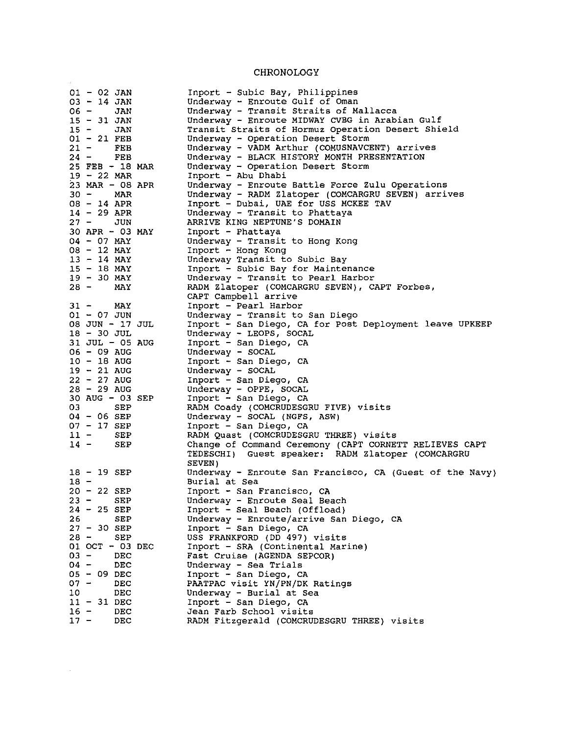# CHRONOLOGY

| | |
|---|---|
| 01 - 02 JAN | Inport - Subic Bay, Philippines |
| 03 - 14 JAN | Underway - Enroute Gulf of Oman |
| 06 - JAN | Underway - Transit Straits of Mallacca |
| 15 - 31 JAN | Underway - Enroute MIDWAY CVBG in Arabian Gulf |
| 15 - JAN | Transit Straits of Hormuz Operation Desert Shield |
| 01 - 21 FEB | Underway - Operation Desert Storm |
| 21 - FEB | Underway - VADM Arthur (COMUSNAVCENT) arrives |
| 24 - FEB | Underway - BLACK HISTORY MONTH PRESENTATION |
| 25 FEB - 18 MAR | Underway - Operation Desert Storm |
| 19 - 22 MAR | Inport - Abu Dhabi |
| 23 MAR - 08 APR | Underway - Enroute Battle Force Zulu Operations |
| 30 - MAR | Underway - RADM Zlatoper (COMCARGRU SEVEN) arrives |
| 08 - 14 APR | Inport - Dubai, UAE for USS MCKEE TAV |
| 14 - 29 APR | Underway - Transit to Phattaya |
| 27 - JUN | ARRIVE KING NEPTUNE'S DOMAIN |
| 30 APR - 03 MAY | Inport - Phattaya |
| 04 - 07 MAY | Underway - Transit to Hong Kong |
| 08 - 12 MAY | Inport - Hong Kong |
| 13 - 14 MAY | Underway Transit to Subic Bay |
| 15 - 18 MAY | Inport - Subic Bay for Maintenance |
| 19 - 30 MAY | Underway - Transit to Pearl Harbor |
| 28 - MAY | RADM Zlatoper (COMCARGRU SEVEN), CAPT Forbes, CAPT Campbell arrive |
| 31 - MAY | Inport - Pearl Harbor |
| 01 - 07 JUN | Underway - Transit to San Diego |
| 08 JUN - 17 JUL | Inport - San Diego, CA for Post Deployment leave UPKEEP |
| 18 - 30 JUL | Underway - LEOPS, SOCAL |
| 31 JUL - 05 AUG | Inport - San Diego, CA |
| 06 - 09 AUG | Underway - SOCAL |
| 10 - 18 AUG | Inport - San Diego, CA |
| 19 - 21 AUG | Underway - SOCAL |
| 22 - 27 AUG | Inport - San Diego, CA |
| 28 - 29 AUG | Underway - OPPE, SOCAL |
| 30 AUG - 03 SEP | Inport - San Diego, CA |
| 03 SEP | RADM Coady (COMCRUDESGRU FIVE) visits |
| 04 - 06 SEP | Underway - SOCAL (NGFS, ASW) |
| 07 - 17 SEP | Inport - San Diego, CA |
| 11 - SEP | RADM Quast (COMCRUDESGRU THREE) visits |
| 14 - SEP | Change of Command Ceremony (CAPT CORNETT RELIEVES CAPT TEDESCHI) Guest speaker: RADM Zlatoper (COMCARGRU SEVEN) |
| 18 - 19 SEP | Underway - Enroute San Francisco, CA (Guest of the Navy) |
| 18 - | Burial at Sea |
| 20 - 22 SEP | Inport - San Francisco, CA |
| 23 - SEP | Underway - Enroute Seal Beach |
| 24 - 25 SEP | Inport - Seal Beach (Offload) |
| 26 SEP | Underway - Enroute/arrive San Diego, CA |
| 27 - 30 SEP | Inport - San Diego, CA |
| 28 - SEP | USS FRANKFORD (DD 497) visits |
| 01 OCT - 03 DEC | Inport - SRA (Continental Marine) |
| 03 - DEC | Fast Cruise (AGENDA SEPCOR) |
| 04 - DEC | Underway - Sea Trials |
| 05 - 09 DEC | Inport - San Diego, CA |
| 07 - DEC | PAATPAC visit YN/PN/DK Ratings |
| 10 DEC | Underway - Burial at Sea |
| 11 - 31 DEC | Inport - San Diego, CA |
| 16 - DEC | Jean Farb School visits |
| 17 - DEC | RADM Fitzgerald (COMCRUDESGRU THREE) visits |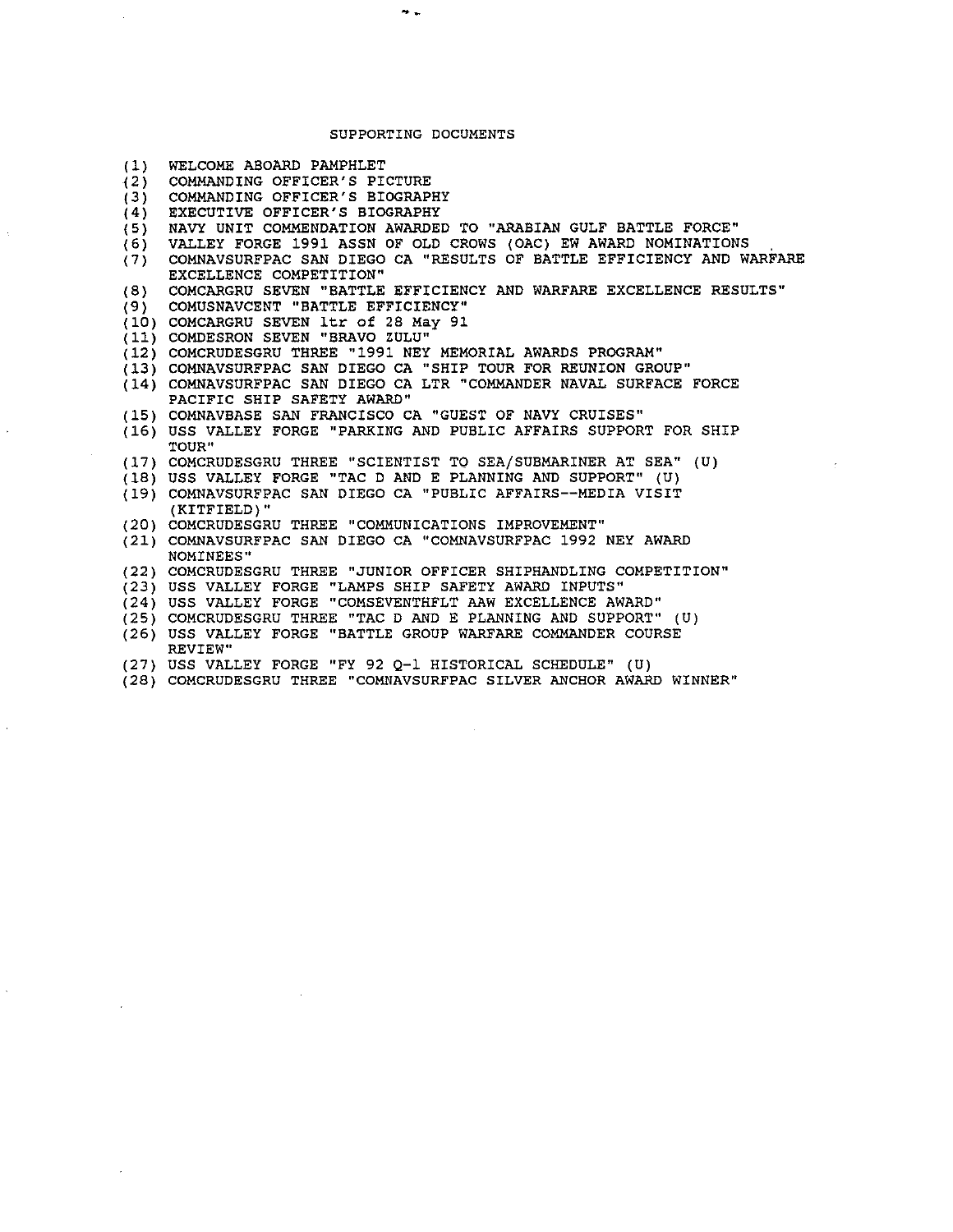## SUPPORTING DOCUMENTS

(1) WELCOME ABOARD PAMPHLET
(2) COMMANDING OFFICER'S PICTURE
(3) COMMANDING OFFICER'S BIOGRAPHY
(4) EXECUTIVE OFFICER'S BIOGRAPHY
(5) NAVY UNIT COMMENDATION AWARDED TO "ARABIAN GULF BATTLE FORCE"
(6) VALLEY FORGE 1991 ASSN OF OLD CROWS (OAC) EW AWARD NOMINATIONS
(7) COMNAVSURFPAC SAN DIEGO CA "RESULTS OF BATTLE EFFICIENCY AND WARFARE EXCELLENCE COMPETITION"
(8) COMCARGRU SEVEN "BATTLE EFFICIENCY AND WARFARE EXCELLENCE RESULTS"
(9) COMUSNAVCENT "BATTLE EFFICIENCY"
(10) COMCARGRU SEVEN ltr of 28 May 91
(11) COMDESRON SEVEN "BRAVO ZULU"
(12) COMCRUDESGRU THREE "1991 NEY MEMORIAL AWARDS PROGRAM"
(13) COMNAVSURFPAC SAN DIEGO CA "SHIP TOUR FOR REUNION GROUP"
(14) COMNAVSURFPAC SAN DIEGO CA LTR "COMMANDER NAVAL SURFACE FORCE PACIFIC SHIP SAFETY AWARD"
(15) COMNAVBASE SAN FRANCISCO CA "GUEST OF NAVY CRUISES"
(16) USS VALLEY FORGE "PARKING AND PUBLIC AFFAIRS SUPPORT FOR SHIP TOUR"
(17) COMCRUDESGRU THREE "SCIENTIST TO SEA/SUBMARINER AT SEA" (U)
(18) USS VALLEY FORGE "TAC D AND E PLANNING AND SUPPORT" (U)
(19) COMNAVSURFPAC SAN DIEGO CA "PUBLIC AFFAIRS--MEDIA VISIT (KITFIELD)"
(20) COMCRUDESGRU THREE "COMMUNICATIONS IMPROVEMENT"
(21) COMNAVSURFPAC SAN DIEGO CA "COMNAVSURFPAC 1992 NEY AWARD NOMINEES"
(22) COMCRUDESGRU THREE "JUNIOR OFFICER SHIPHANDLING COMPETITION"
(23) USS VALLEY FORGE "LAMPS SHIP SAFETY AWARD INPUTS"
(24) USS VALLEY FORGE "COMSEVENTHFLT AAW EXCELLENCE AWARD"
(25) COMCRUDESGRU THREE "TAC D AND E PLANNING AND SUPPORT" (U)
(26) USS VALLEY FORGE "BATTLE GROUP WARFARE COMMANDER COURSE REVIEW"
(27) USS VALLEY FORGE "FY 92 Q-1 HISTORICAL SCHEDULE" (U)
(28) COMCRUDESGRU THREE "COMNAVSURFPAC SILVER ANCHOR AWARD WINNER"